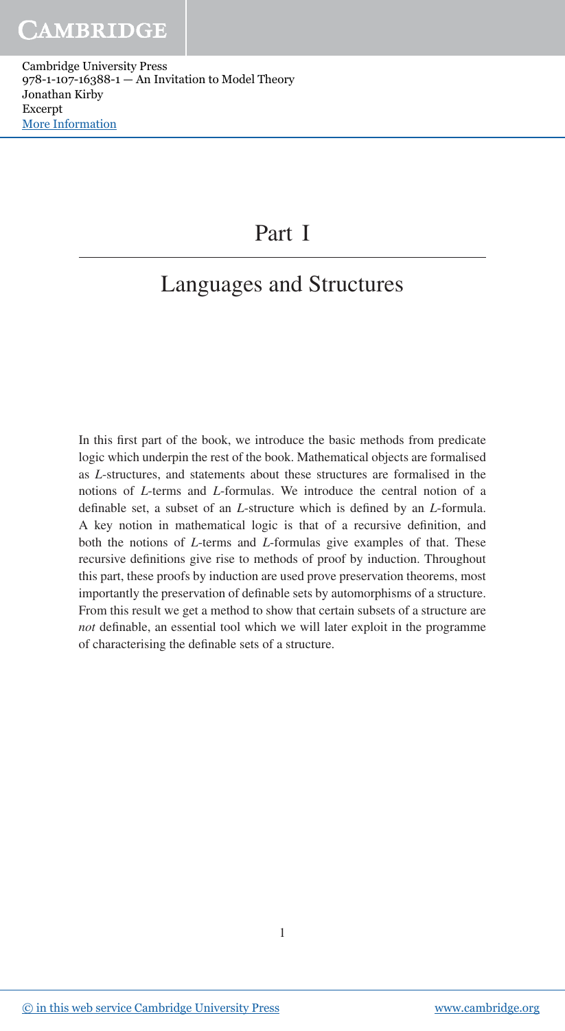# Part I

## Languages and Structures

In this first part of the book, we introduce the basic methods from predicate logic which underpin the rest of the book. Mathematical objects are formalised as $L$-structures, and statements about these structures are formalised in the notions of $L$-terms and $L$-formulas. We introduce the central notion of a definable set, a subset of an $L$-structure which is defined by an $L$-formula. A key notion in mathematical logic is that of a recursive definition, and both the notions of $L$-terms and $L$-formulas give examples of that. These recursive definitions give rise to methods of proof by induction. Throughout this part, these proofs by induction are used prove preservation theorems, most importantly the preservation of definable sets by automorphisms of a structure. From this result we get a method to show that certain subsets of a structure are *not* definable, an essential tool which we will later exploit in the programme of characterising the definable sets of a structure.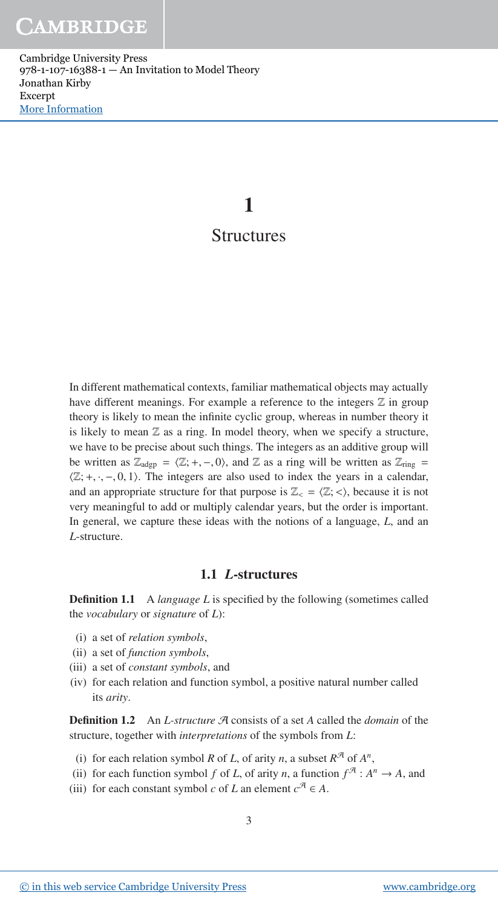# 1

# Structures

In different mathematical contexts, familiar mathematical objects may actually have different meanings. For example a reference to the integers $\mathbb{Z}$ in group theory is likely to mean the infinite cyclic group, whereas in number theory it is likely to mean $\mathbb{Z}$ as a ring. In model theory, when we specify a structure, we have to be precise about such things. The integers as an additive group will be written as $\mathbb{Z}_{\text{adgp}} = \langle \mathbb{Z}; +, -, 0 \rangle$, and $\mathbb{Z}$ as a ring will be written as $\mathbb{Z}_{\text{ring}} = \langle \mathbb{Z}; +, \cdot, -, 0, 1 \rangle$. The integers are also used to index the years in a calendar, and an appropriate structure for that purpose is $\mathbb{Z}_{<} = \langle \mathbb{Z}; < \rangle$, because it is not very meaningful to add or multiply calendar years, but the order is important. In general, we capture these ideas with the notions of a language, $L$, and an $L$-structure.

## 1.1 $L$-structures

**Definition 1.1** A *language* $L$ is specified by the following (sometimes called the *vocabulary* or *signature* of $L$):

(i) a set of *relation symbols*,
(ii) a set of *function symbols*,
(iii) a set of *constant symbols*, and
(iv) for each relation and function symbol, a positive natural number called its *arity*.

**Definition 1.2** An *$L$-structure* $\mathcal{A}$ consists of a set $A$ called the *domain* of the structure, together with *interpretations* of the symbols from $L$:

(i) for each relation symbol $R$ of $L$, of arity $n$, a subset $R^{\mathcal{A}}$ of $A^n$,
(ii) for each function symbol $f$ of $L$, of arity $n$, a function $f^{\mathcal{A}} : A^n \to A$, and
(iii) for each constant symbol $c$ of $L$ an element $c^{\mathcal{A}} \in A$.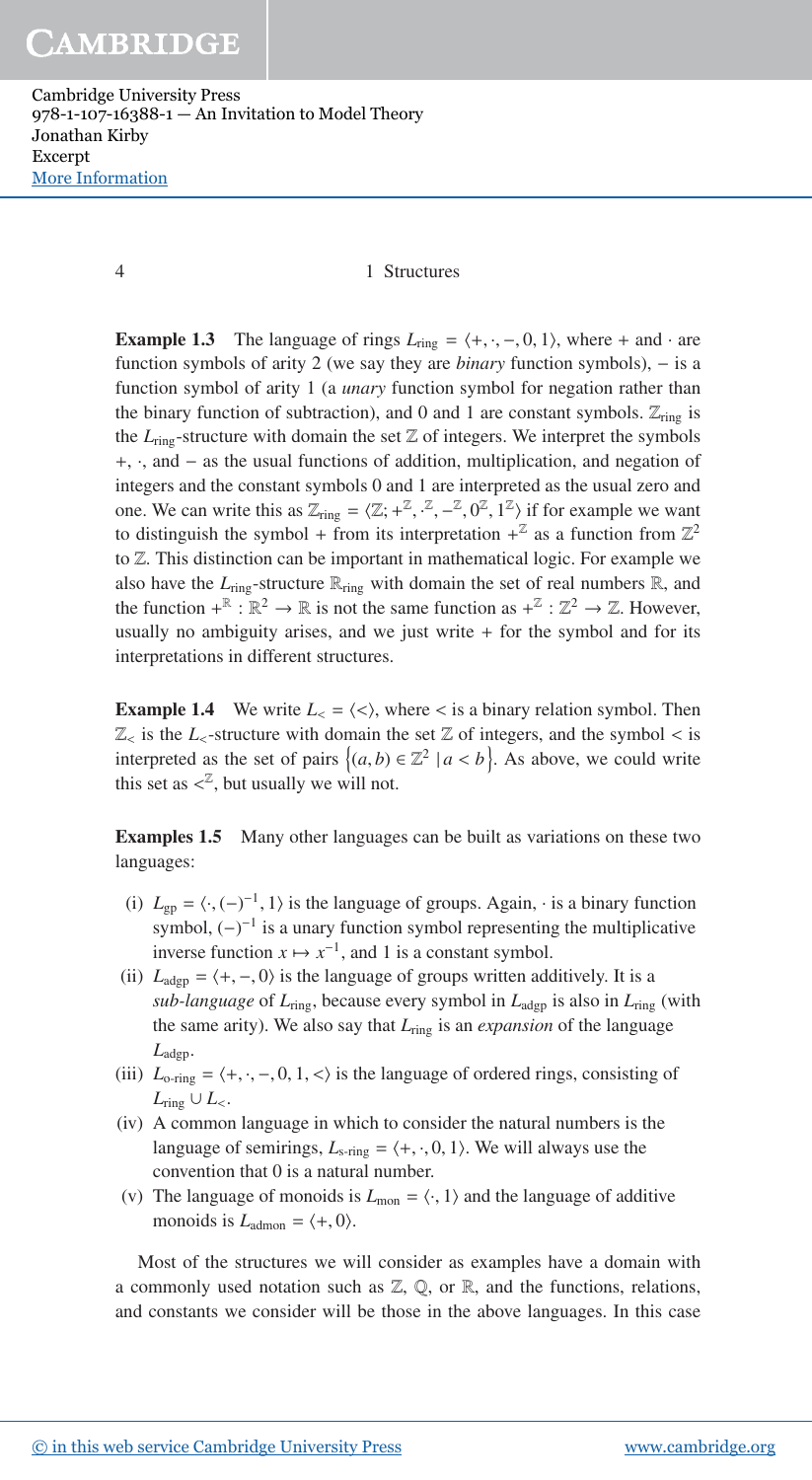**Example 1.3** The language of rings $L_{\text{ring}} = \langle +, \cdot, -, 0, 1 \rangle$, where $+$ and $\cdot$ are function symbols of arity 2 (we say they are *binary* function symbols), $-$ is a function symbol of arity 1 (a *unary* function symbol for negation rather than the binary function of subtraction), and 0 and 1 are constant symbols. $\mathbb{Z}_{\text{ring}}$ is the $L_{\text{ring}}$-structure with domain the set $\mathbb{Z}$ of integers. We interpret the symbols $+$, $\cdot$, and $-$ as the usual functions of addition, multiplication, and negation of integers and the constant symbols 0 and 1 are interpreted as the usual zero and one. We can write this as $\mathbb{Z}_{\text{ring}} = \langle \mathbb{Z}; +^{\mathbb{Z}}, \cdot^{\mathbb{Z}}, -^{\mathbb{Z}}, 0^{\mathbb{Z}}, 1^{\mathbb{Z}} \rangle$ if for example we want to distinguish the symbol $+$ from its interpretation $+^{\mathbb{Z}}$ as a function from $\mathbb{Z}^2$ to $\mathbb{Z}$. This distinction can be important in mathematical logic. For example we also have the $L_{\text{ring}}$-structure $\mathbb{R}_{\text{ring}}$ with domain the set of real numbers $\mathbb{R}$, and the function $+^{\mathbb{R}} : \mathbb{R}^2 \to \mathbb{R}$ is not the same function as $+^{\mathbb{Z}} : \mathbb{Z}^2 \to \mathbb{Z}$. However, usually no ambiguity arises, and we just write $+$ for the symbol and for its interpretations in different structures.

**Example 1.4** We write $L_< = \langle < \rangle$, where $<$ is a binary relation symbol. Then $\mathbb{Z}_<$ is the $L_<$-structure with domain the set $\mathbb{Z}$ of integers, and the symbol $<$ is interpreted as the set of pairs $\{(a, b) \in \mathbb{Z}^2 \mid a < b\}$. As above, we could write this set as $<^{\mathbb{Z}}$, but usually we will not.

**Examples 1.5** Many other languages can be built as variations on these two languages:

(i) $L_{\text{gp}} = \langle \cdot, (-)^{-1}, 1 \rangle$ is the language of groups. Again, $\cdot$ is a binary function symbol, $(-)^{-1}$ is a unary function symbol representing the multiplicative inverse function $x \mapsto x^{-1}$, and 1 is a constant symbol.

(ii) $L_{\text{adgp}} = \langle +, -, 0 \rangle$ is the language of groups written additively. It is a *sub-language* of $L_{\text{ring}}$, because every symbol in $L_{\text{adgp}}$ is also in $L_{\text{ring}}$ (with the same arity). We also say that $L_{\text{ring}}$ is an *expansion* of the language $L_{\text{adgp}}$.

(iii) $L_{\text{o-ring}} = \langle +, \cdot, -, 0, 1, < \rangle$ is the language of ordered rings, consisting of $L_{\text{ring}} \cup L_<$.

(iv) A common language in which to consider the natural numbers is the language of semirings, $L_{\text{s-ring}} = \langle +, \cdot, 0, 1 \rangle$. We will always use the convention that 0 is a natural number.

(v) The language of monoids is $L_{\text{mon}} = \langle \cdot, 1 \rangle$ and the language of additive monoids is $L_{\text{admon}} = \langle +, 0 \rangle$.

Most of the structures we will consider as examples have a domain with a commonly used notation such as $\mathbb{Z}$, $\mathbb{Q}$, or $\mathbb{R}$, and the functions, relations, and constants we consider will be those in the above languages. In this case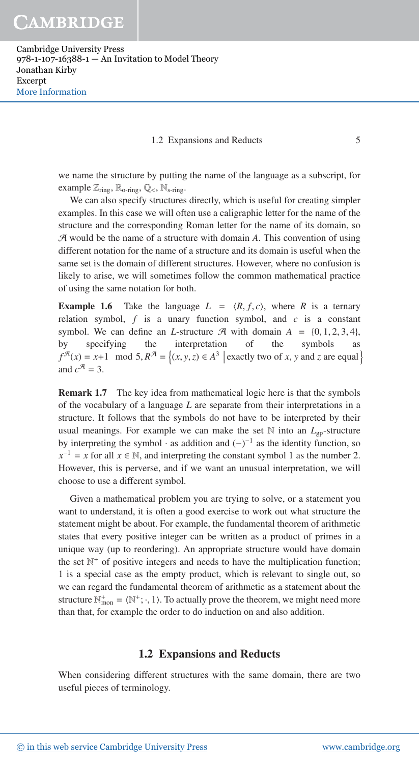we name the structure by putting the name of the language as a subscript, for example $\mathbb{Z}_{\text{ring}}$, $\mathbb{R}_{\text{o-ring}}$, $\mathbb{Q}_{<}$, $\mathbb{N}_{\text{s-ring}}$.

We can also specify structures directly, which is useful for creating simpler examples. In this case we will often use a caligraphic letter for the name of the structure and the corresponding Roman letter for the name of its domain, so $\mathcal{A}$ would be the name of a structure with domain $A$. This convention of using different notation for the name of a structure and its domain is useful when the same set is the domain of different structures. However, where no confusion is likely to arise, we will sometimes follow the common mathematical practice of using the same notation for both.

**Example 1.6** Take the language $L = \langle R, f, c \rangle$, where $R$ is a ternary relation symbol, $f$ is a unary function symbol, and $c$ is a constant symbol. We can define an $L$-structure $\mathcal{A}$ with domain $A = \{0, 1, 2, 3, 4\}$, by specifying the interpretation of the symbols as $f^{\mathcal{A}}(x) = x{+}1 \mod 5, R^{\mathcal{A}} = \left\{(x, y, z) \in A^3 \;\middle|\; \text{exactly two of } x, y \text{ and } z \text{ are equal}\right\}$ and $c^{\mathcal{A}} = 3$.

**Remark 1.7** The key idea from mathematical logic here is that the symbols of the vocabulary of a language $L$ are separate from their interpretations in a structure. It follows that the symbols do not have to be interpreted by their usual meanings. For example we can make the set $\mathbb{N}$ into an $L_{\text{gp}}$-structure by interpreting the symbol $\cdot$ as addition and $(-)^{-1}$ as the identity function, so $x^{-1} = x$ for all $x \in \mathbb{N}$, and interpreting the constant symbol 1 as the number 2. However, this is perverse, and if we want an unusual interpretation, we will choose to use a different symbol.

Given a mathematical problem you are trying to solve, or a statement you want to understand, it is often a good exercise to work out what structure the statement might be about. For example, the fundamental theorem of arithmetic states that every positive integer can be written as a product of primes in a unique way (up to reordering). An appropriate structure would have domain the set $\mathbb{N}^+$ of positive integers and needs to have the multiplication function; 1 is a special case as the empty product, which is relevant to single out, so we can regard the fundamental theorem of arithmetic as a statement about the structure $\mathbb{N}^+_{\text{mon}} = \langle \mathbb{N}^+; \cdot, 1 \rangle$. To actually prove the theorem, we might need more than that, for example the order to do induction on and also addition.

## 1.2 Expansions and Reducts

When considering different structures with the same domain, there are two useful pieces of terminology.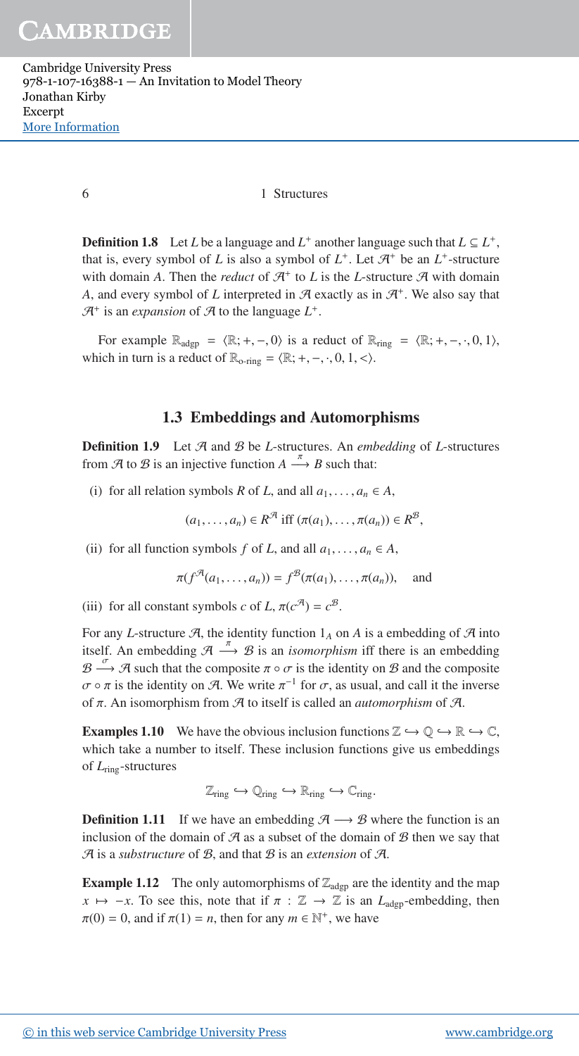**Definition 1.8** Let $L$ be a language and $L^+$ another language such that $L \subseteq L^+$, that is, every symbol of $L$ is also a symbol of $L^+$. Let $\mathcal{A}^+$ be an $L^+$-structure with domain $A$. Then the *reduct* of $\mathcal{A}^+$ to $L$ is the $L$-structure $\mathcal{A}$ with domain $A$, and every symbol of $L$ interpreted in $\mathcal{A}$ exactly as in $\mathcal{A}^+$. We also say that $\mathcal{A}^+$ is an *expansion* of $\mathcal{A}$ to the language $L^+$.

For example $\mathbb{R}_{\text{adgp}} = \langle \mathbb{R}; +, -, 0 \rangle$ is a reduct of $\mathbb{R}_{\text{ring}} = \langle \mathbb{R}; +, -, \cdot, 0, 1 \rangle$, which in turn is a reduct of $\mathbb{R}_{\text{o-ring}} = \langle \mathbb{R}; +, -, \cdot, 0, 1, < \rangle$.

## 1.3 Embeddings and Automorphisms

**Definition 1.9** Let $\mathcal{A}$ and $\mathcal{B}$ be $L$-structures. An *embedding* of $L$-structures from $\mathcal{A}$ to $\mathcal{B}$ is an injective function $A \xrightarrow{\pi} B$ such that:

(i) for all relation symbols $R$ of $L$, and all $a_1, \ldots, a_n \in A$,

$$(a_1, \ldots, a_n) \in R^{\mathcal{A}} \text{ iff } (\pi(a_1), \ldots, \pi(a_n)) \in R^{\mathcal{B}},$$

(ii) for all function symbols $f$ of $L$, and all $a_1, \ldots, a_n \in A$,

$$\pi(f^{\mathcal{A}}(a_1, \ldots, a_n)) = f^{\mathcal{B}}(\pi(a_1), \ldots, \pi(a_n)), \quad \text{and}$$

(iii) for all constant symbols $c$ of $L$, $\pi(c^{\mathcal{A}}) = c^{\mathcal{B}}$.

For any $L$-structure $\mathcal{A}$, the identity function $1_A$ on $A$ is a embedding of $\mathcal{A}$ into itself. An embedding $\mathcal{A} \xrightarrow{\pi} \mathcal{B}$ is an *isomorphism* iff there is an embedding $\mathcal{B} \xrightarrow{\sigma} \mathcal{A}$ such that the composite $\pi \circ \sigma$ is the identity on $\mathcal{B}$ and the composite $\sigma \circ \pi$ is the identity on $\mathcal{A}$. We write $\pi^{-1}$ for $\sigma$, as usual, and call it the inverse of $\pi$. An isomorphism from $\mathcal{A}$ to itself is called an *automorphism* of $\mathcal{A}$.

**Examples 1.10** We have the obvious inclusion functions $\mathbb{Z} \hookrightarrow \mathbb{Q} \hookrightarrow \mathbb{R} \hookrightarrow \mathbb{C}$, which take a number to itself. These inclusion functions give us embeddings of $L_{\text{ring}}$-structures

$$\mathbb{Z}_{\text{ring}} \hookrightarrow \mathbb{Q}_{\text{ring}} \hookrightarrow \mathbb{R}_{\text{ring}} \hookrightarrow \mathbb{C}_{\text{ring}}.$$

**Definition 1.11** If we have an embedding $\mathcal{A} \longrightarrow \mathcal{B}$ where the function is an inclusion of the domain of $\mathcal{A}$ as a subset of the domain of $\mathcal{B}$ then we say that $\mathcal{A}$ is a *substructure* of $\mathcal{B}$, and that $\mathcal{B}$ is an *extension* of $\mathcal{A}$.

**Example 1.12** The only automorphisms of $\mathbb{Z}_{\text{adgp}}$ are the identity and the map $x \mapsto -x$. To see this, note that if $\pi : \mathbb{Z} \to \mathbb{Z}$ is an $L_{\text{adgp}}$-embedding, then $\pi(0) = 0$, and if $\pi(1) = n$, then for any $m \in \mathbb{N}^+$, we have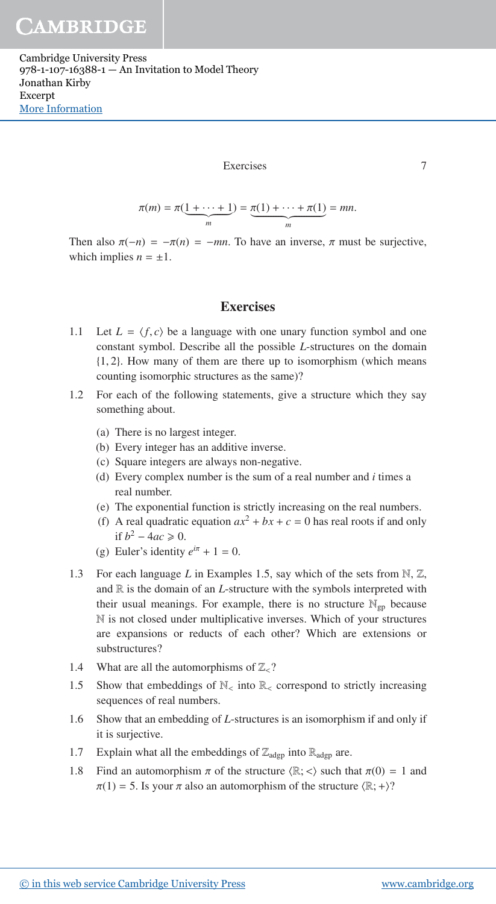$$\pi(m) = \pi(\underbrace{1 + \cdots + 1}_{m}) = \underbrace{\pi(1) + \cdots + \pi(1)}_{m} = mn.$$

Then also $\pi(-n) = -\pi(n) = -mn$. To have an inverse, $\pi$ must be surjective, which implies $n = \pm 1$.

## Exercises

1.1 Let $L = \langle f, c \rangle$ be a language with one unary function symbol and one constant symbol. Describe all the possible $L$-structures on the domain $\{1, 2\}$. How many of them are there up to isomorphism (which means counting isomorphic structures as the same)?

1.2 For each of the following statements, give a structure which they say something about.

   (a) There is no largest integer.
   (b) Every integer has an additive inverse.
   (c) Square integers are always non-negative.
   (d) Every complex number is the sum of a real number and $i$ times a real number.
   (e) The exponential function is strictly increasing on the real numbers.
   (f) A real quadratic equation $ax^2 + bx + c = 0$ has real roots if and only if $b^2 - 4ac \geqslant 0$.
   (g) Euler's identity $e^{i\pi} + 1 = 0$.

1.3 For each language $L$ in Examples 1.5, say which of the sets from $\mathbb{N}$, $\mathbb{Z}$, and $\mathbb{R}$ is the domain of an $L$-structure with the symbols interpreted with their usual meanings. For example, there is no structure $\mathbb{N}_{\text{gp}}$ because $\mathbb{N}$ is not closed under multiplicative inverses. Which of your structures are expansions or reducts of each other? Which are extensions or substructures?

1.4 What are all the automorphisms of $\mathbb{Z}_<$?

1.5 Show that embeddings of $\mathbb{N}_<$ into $\mathbb{R}_<$ correspond to strictly increasing sequences of real numbers.

1.6 Show that an embedding of $L$-structures is an isomorphism if and only if it is surjective.

1.7 Explain what all the embeddings of $\mathbb{Z}_{\text{adgp}}$ into $\mathbb{R}_{\text{adgp}}$ are.

1.8 Find an automorphism $\pi$ of the structure $\langle \mathbb{R}; < \rangle$ such that $\pi(0) = 1$ and $\pi(1) = 5$. Is your $\pi$ also an automorphism of the structure $\langle \mathbb{R}; + \rangle$?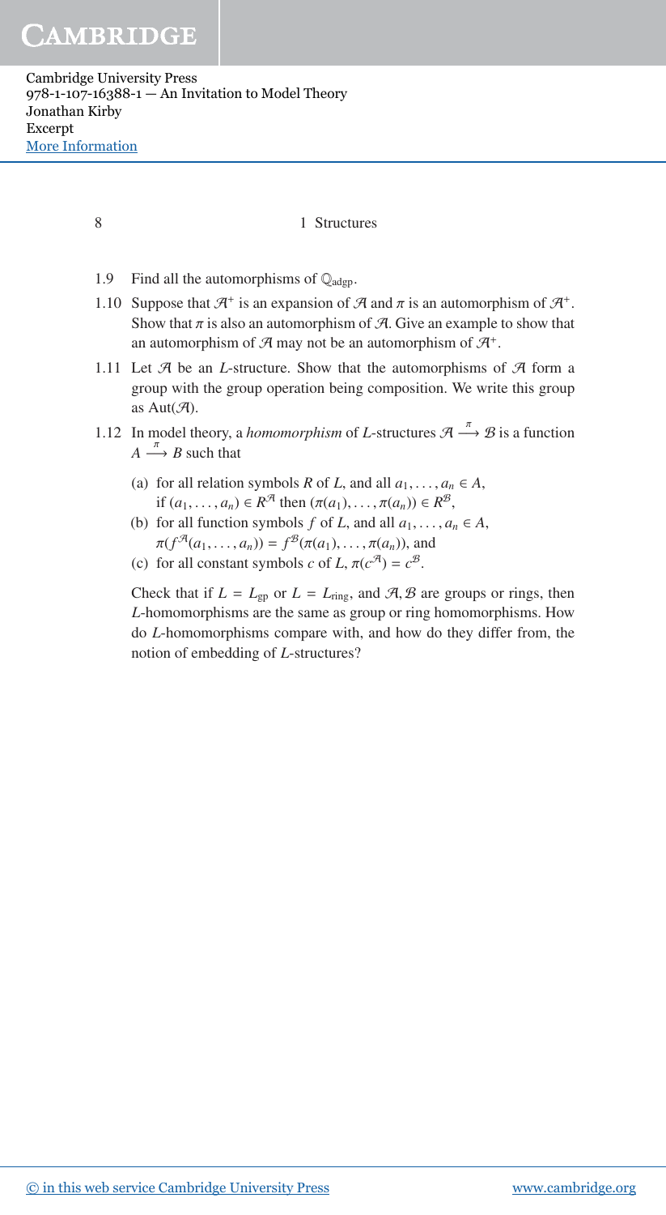1.9 Find all the automorphisms of $\mathbb{Q}_{\text{adgp}}$.

1.10 Suppose that $\mathcal{A}^+$ is an expansion of $\mathcal{A}$ and $\pi$ is an automorphism of $\mathcal{A}^+$. Show that $\pi$ is also an automorphism of $\mathcal{A}$. Give an example to show that an automorphism of $\mathcal{A}$ may not be an automorphism of $\mathcal{A}^+$.

1.11 Let $\mathcal{A}$ be an $L$-structure. Show that the automorphisms of $\mathcal{A}$ form a group with the group operation being composition. We write this group as $\text{Aut}(\mathcal{A})$.

1.12 In model theory, a *homomorphism* of $L$-structures $\mathcal{A} \xrightarrow{\pi} \mathcal{B}$ is a function $A \xrightarrow{\pi} B$ such that

   (a) for all relation symbols $R$ of $L$, and all $a_1, \ldots, a_n \in A$, if $(a_1, \ldots, a_n) \in R^{\mathcal{A}}$ then $(\pi(a_1), \ldots, \pi(a_n)) \in R^{\mathcal{B}}$,

   (b) for all function symbols $f$ of $L$, and all $a_1, \ldots, a_n \in A$, $\pi(f^{\mathcal{A}}(a_1, \ldots, a_n)) = f^{\mathcal{B}}(\pi(a_1), \ldots, \pi(a_n))$, and

   (c) for all constant symbols $c$ of $L$, $\pi(c^{\mathcal{A}}) = c^{\mathcal{B}}$.

   Check that if $L = L_{\text{gp}}$ or $L = L_{\text{ring}}$, and $\mathcal{A}, \mathcal{B}$ are groups or rings, then $L$-homomorphisms are the same as group or ring homomorphisms. How do $L$-homomorphisms compare with, and how do they differ from, the notion of embedding of $L$-structures?